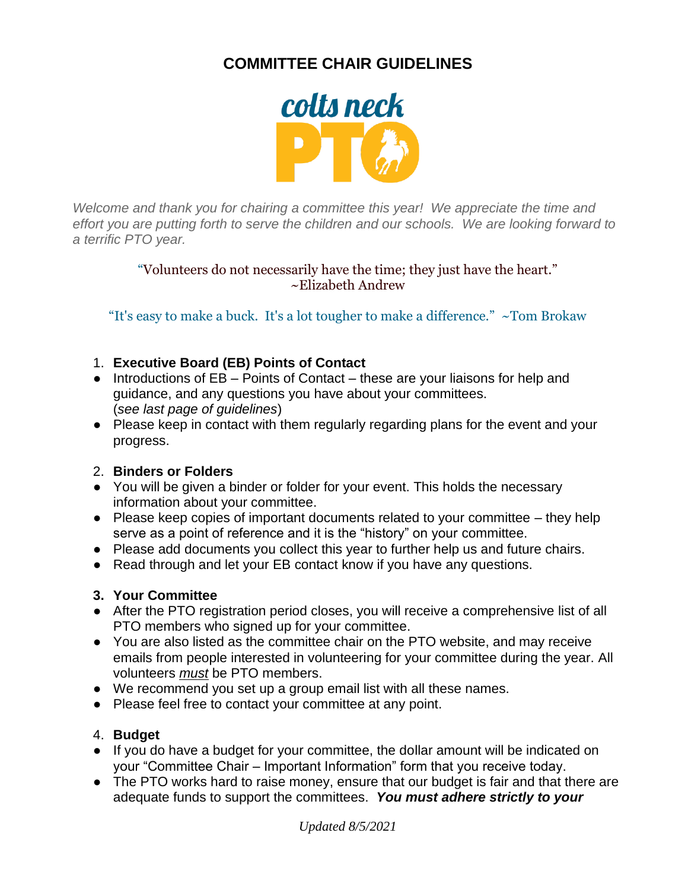# COMMITTEE CHAIR GUIDELINES

*Welcome and thank you for chairing a committee this year! We appreciate the time and effort you are putting forth to serve the children and our schools. We are looking forward to a terrific PTO year.*

"Volunteers do not necessarily have the time; they just have the heart."
~Elizabeth Andrew

"It's easy to make a buck. It's a lot tougher to make a difference." ~Tom Brokaw

1. **Executive Board (EB) Points of Contact**
- Introductions of EB – Points of Contact – these are your liaisons for help and guidance, and any questions you have about your committees. (*see last page of guidelines*)
- Please keep in contact with them regularly regarding plans for the event and your progress.

2. **Binders or Folders**
- You will be given a binder or folder for your event. This holds the necessary information about your committee.
- Please keep copies of important documents related to your committee – they help serve as a point of reference and it is the "history" on your committee.
- Please add documents you collect this year to further help us and future chairs.
- Read through and let your EB contact know if you have any questions.

3. **Your Committee**
- After the PTO registration period closes, you will receive a comprehensive list of all PTO members who signed up for your committee.
- You are also listed as the committee chair on the PTO website, and may receive emails from people interested in volunteering for your committee during the year. All volunteers *must* be PTO members.
- We recommend you set up a group email list with all these names.
- Please feel free to contact your committee at any point.

4. **Budget**
- If you do have a budget for your committee, the dollar amount will be indicated on your "Committee Chair – Important Information" form that you receive today.
- The PTO works hard to raise money, ensure that our budget is fair and that there are adequate funds to support the committees. ***You must adhere strictly to your***

*Updated 8/5/2021*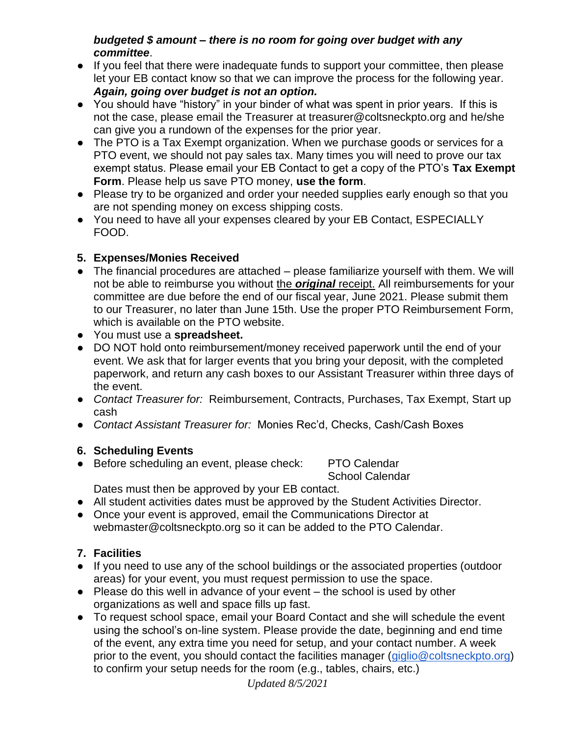***budgeted $ amount – there is no room for going over budget with any committee***.

- If you feel that there were inadequate funds to support your committee, then please let your EB contact know so that we can improve the process for the following year. ***Again, going over budget is not an option.***
- You should have "history" in your binder of what was spent in prior years. If this is not the case, please email the Treasurer at treasurer@coltsneckpto.org and he/she can give you a rundown of the expenses for the prior year.
- The PTO is a Tax Exempt organization. When we purchase goods or services for a PTO event, we should not pay sales tax. Many times you will need to prove our tax exempt status. Please email your EB Contact to get a copy of the PTO's **Tax Exempt Form**. Please help us save PTO money, **use the form**.
- Please try to be organized and order your needed supplies early enough so that you are not spending money on excess shipping costs.
- You need to have all your expenses cleared by your EB Contact, ESPECIALLY FOOD.

5. **Expenses/Monies Received**

- The financial procedures are attached – please familiarize yourself with them. We will not be able to reimburse you without the ***original*** receipt. All reimbursements for your committee are due before the end of our fiscal year, June 2021. Please submit them to our Treasurer, no later than June 15th. Use the proper PTO Reimbursement Form, which is available on the PTO website.
- You must use a **spreadsheet.**
- DO NOT hold onto reimbursement/money received paperwork until the end of your event. We ask that for larger events that you bring your deposit, with the completed paperwork, and return any cash boxes to our Assistant Treasurer within three days of the event.
- *Contact Treasurer for:* Reimbursement, Contracts, Purchases, Tax Exempt, Start up cash
- *Contact Assistant Treasurer for:* Monies Rec'd, Checks, Cash/Cash Boxes

6. **Scheduling Events**

- Before scheduling an event, please check: PTO Calendar
  School Calendar

  Dates must then be approved by your EB contact.
- All student activities dates must be approved by the Student Activities Director.
- Once your event is approved, email the Communications Director at webmaster@coltsneckpto.org so it can be added to the PTO Calendar.

7. **Facilities**

- If you need to use any of the school buildings or the associated properties (outdoor areas) for your event, you must request permission to use the space.
- Please do this well in advance of your event – the school is used by other organizations as well and space fills up fast.
- To request school space, email your Board Contact and she will schedule the event using the school's on-line system. Please provide the date, beginning and end time of the event, any extra time you need for setup, and your contact number. A week prior to the event, you should contact the facilities manager (giglio@coltsneckpto.org) to confirm your setup needs for the room (e.g., tables, chairs, etc.)

*Updated 8/5/2021*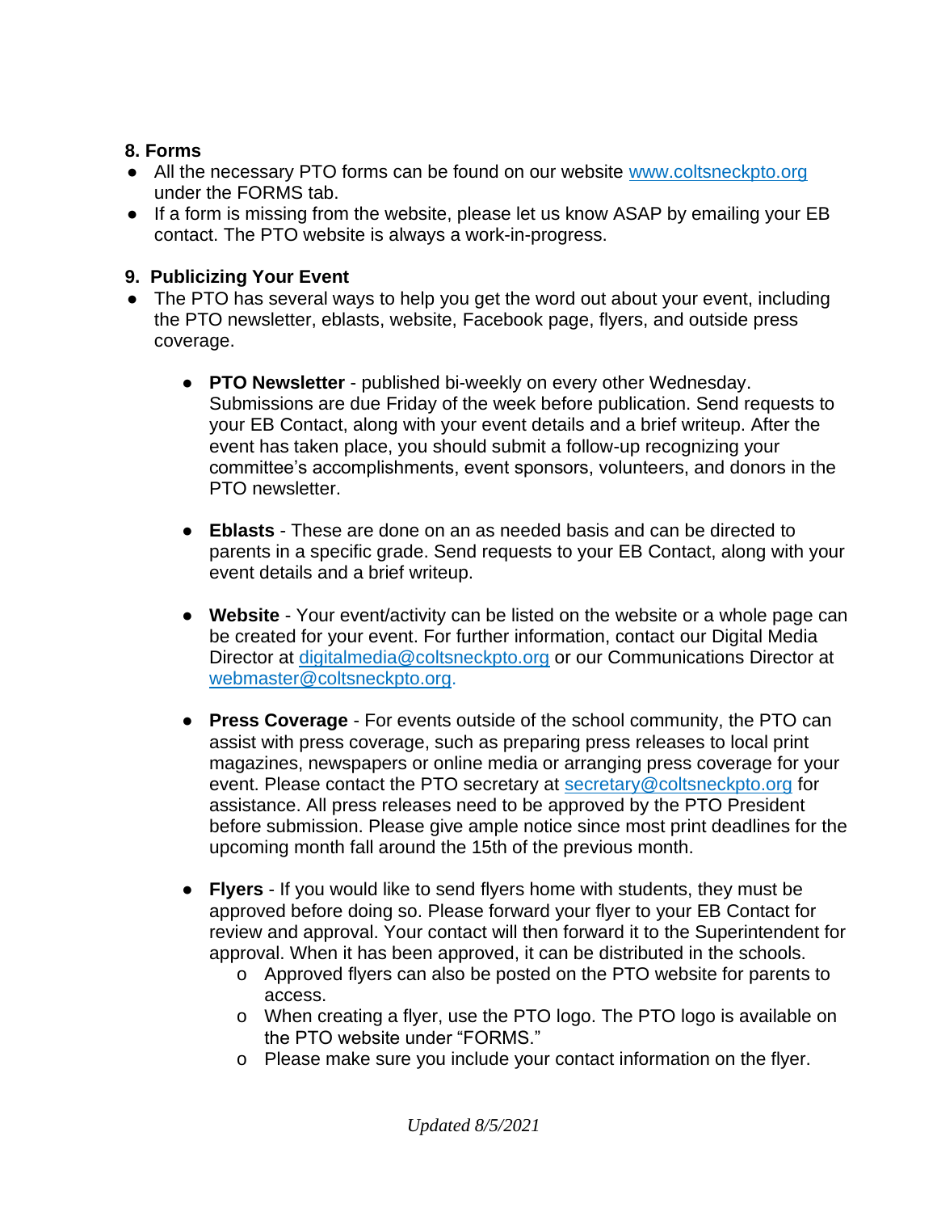### 8. Forms

- All the necessary PTO forms can be found on our website [www.coltsneckpto.org](http://www.coltsneckpto.org) under the FORMS tab.
- If a form is missing from the website, please let us know ASAP by emailing your EB contact. The PTO website is always a work-in-progress.

### 9. Publicizing Your Event

- The PTO has several ways to help you get the word out about your event, including the PTO newsletter, eblasts, website, Facebook page, flyers, and outside press coverage.

  - **PTO Newsletter** - published bi-weekly on every other Wednesday. Submissions are due Friday of the week before publication. Send requests to your EB Contact, along with your event details and a brief writeup. After the event has taken place, you should submit a follow-up recognizing your committee's accomplishments, event sponsors, volunteers, and donors in the PTO newsletter.

  - **Eblasts** - These are done on an as needed basis and can be directed to parents in a specific grade. Send requests to your EB Contact, along with your event details and a brief writeup.

  - **Website** - Your event/activity can be listed on the website or a whole page can be created for your event. For further information, contact our Digital Media Director at [digitalmedia@coltsneckpto.org](mailto:digitalmedia@coltsneckpto.org) or our Communications Director at [webmaster@coltsneckpto.org](mailto:webmaster@coltsneckpto.org).

  - **Press Coverage** - For events outside of the school community, the PTO can assist with press coverage, such as preparing press releases to local print magazines, newspapers or online media or arranging press coverage for your event. Please contact the PTO secretary at [secretary@coltsneckpto.org](mailto:secretary@coltsneckpto.org) for assistance. All press releases need to be approved by the PTO President before submission. Please give ample notice since most print deadlines for the upcoming month fall around the 15th of the previous month.

  - **Flyers** - If you would like to send flyers home with students, they must be approved before doing so. Please forward your flyer to your EB Contact for review and approval. Your contact will then forward it to the Superintendent for approval. When it has been approved, it can be distributed in the schools.
    - Approved flyers can also be posted on the PTO website for parents to access.
    - When creating a flyer, use the PTO logo. The PTO logo is available on the PTO website under "FORMS."
    - Please make sure you include your contact information on the flyer.

*Updated 8/5/2021*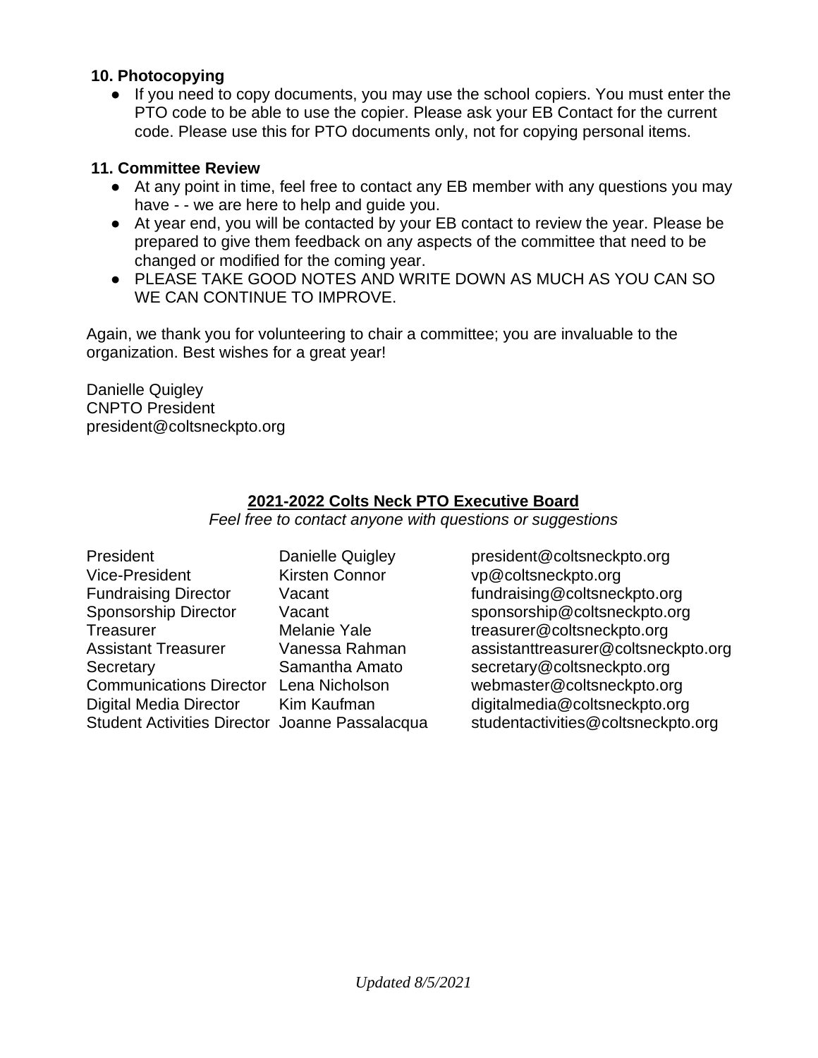**10. Photocopying**

- If you need to copy documents, you may use the school copiers. You must enter the PTO code to be able to use the copier. Please ask your EB Contact for the current code. Please use this for PTO documents only, not for copying personal items.

**11. Committee Review**

- At any point in time, feel free to contact any EB member with any questions you may have - - we are here to help and guide you.
- At year end, you will be contacted by your EB contact to review the year. Please be prepared to give them feedback on any aspects of the committee that need to be changed or modified for the coming year.
- PLEASE TAKE GOOD NOTES AND WRITE DOWN AS MUCH AS YOU CAN SO WE CAN CONTINUE TO IMPROVE.

Again, we thank you for volunteering to chair a committee; you are invaluable to the organization. Best wishes for a great year!

Danielle Quigley
CNPTO President
president@coltsneckpto.org

**2021-2022 Colts Neck PTO Executive Board**

*Feel free to contact anyone with questions or suggestions*

| Position | Name | Email |
|---|---|---|
| President | Danielle Quigley | president@coltsneckpto.org |
| Vice-President | Kirsten Connor | vp@coltsneckpto.org |
| Fundraising Director | Vacant | fundraising@coltsneckpto.org |
| Sponsorship Director | Vacant | sponsorship@coltsneckpto.org |
| Treasurer | Melanie Yale | treasurer@coltsneckpto.org |
| Assistant Treasurer | Vanessa Rahman | assistanttreasurer@coltsneckpto.org |
| Secretary | Samantha Amato | secretary@coltsneckpto.org |
| Communications Director | Lena Nicholson | webmaster@coltsneckpto.org |
| Digital Media Director | Kim Kaufman | digitalmedia@coltsneckpto.org |
| Student Activities Director | Joanne Passalacqua | studentactivities@coltsneckpto.org |

*Updated 8/5/2021*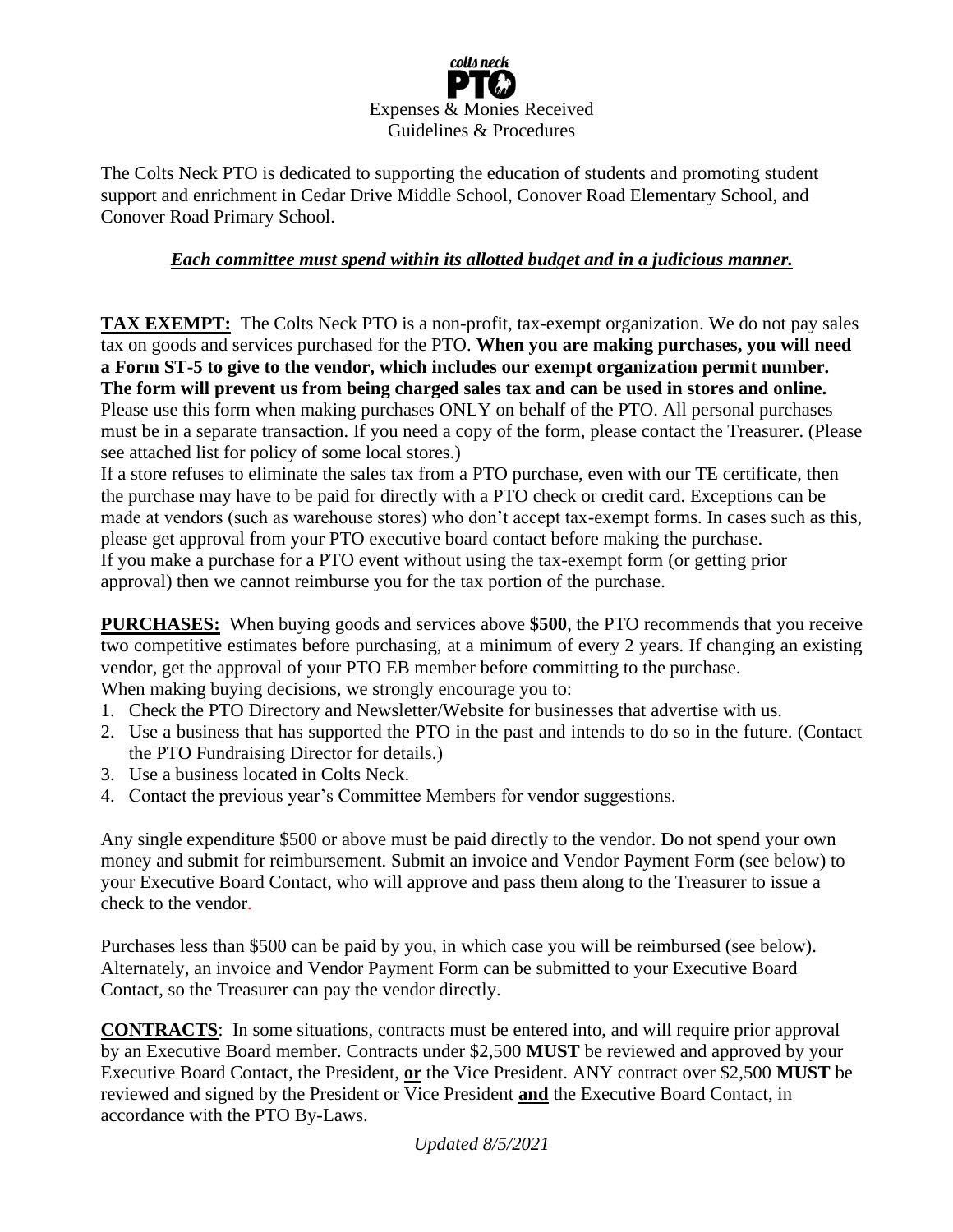colts neck PTO

Expenses & Monies Received
Guidelines & Procedures

The Colts Neck PTO is dedicated to supporting the education of students and promoting student support and enrichment in Cedar Drive Middle School, Conover Road Elementary School, and Conover Road Primary School.

***Each committee must spend within its allotted budget and in a judicious manner.***

**TAX EXEMPT:** The Colts Neck PTO is a non-profit, tax-exempt organization. We do not pay sales tax on goods and services purchased for the PTO. **When you are making purchases, you will need a Form ST-5 to give to the vendor, which includes our exempt organization permit number. The form will prevent us from being charged sales tax and can be used in stores and online.** Please use this form when making purchases ONLY on behalf of the PTO. All personal purchases must be in a separate transaction. If you need a copy of the form, please contact the Treasurer. (Please see attached list for policy of some local stores.)

If a store refuses to eliminate the sales tax from a PTO purchase, even with our TE certificate, then the purchase may have to be paid for directly with a PTO check or credit card. Exceptions can be made at vendors (such as warehouse stores) who don't accept tax-exempt forms. In cases such as this, please get approval from your PTO executive board contact before making the purchase.

If you make a purchase for a PTO event without using the tax-exempt form (or getting prior approval) then we cannot reimburse you for the tax portion of the purchase.

**PURCHASES:** When buying goods and services above **$500**, the PTO recommends that you receive two competitive estimates before purchasing, at a minimum of every 2 years. If changing an existing vendor, get the approval of your PTO EB member before committing to the purchase.

When making buying decisions, we strongly encourage you to:

1. Check the PTO Directory and Newsletter/Website for businesses that advertise with us.
2. Use a business that has supported the PTO in the past and intends to do so in the future. (Contact the PTO Fundraising Director for details.)
3. Use a business located in Colts Neck.
4. Contact the previous year's Committee Members for vendor suggestions.

Any single expenditure <u>$500 or above must be paid directly to the vendor</u>. Do not spend your own money and submit for reimbursement. Submit an invoice and Vendor Payment Form (see below) to your Executive Board Contact, who will approve and pass them along to the Treasurer to issue a check to the vendor.

Purchases less than $500 can be paid by you, in which case you will be reimbursed (see below). Alternately, an invoice and Vendor Payment Form can be submitted to your Executive Board Contact, so the Treasurer can pay the vendor directly.

**CONTRACTS**: In some situations, contracts must be entered into, and will require prior approval by an Executive Board member. Contracts under $2,500 **MUST** be reviewed and approved by your Executive Board Contact, the President, **or** the Vice President. ANY contract over $2,500 **MUST** be reviewed and signed by the President or Vice President **and** the Executive Board Contact, in accordance with the PTO By-Laws.

*Updated 8/5/2021*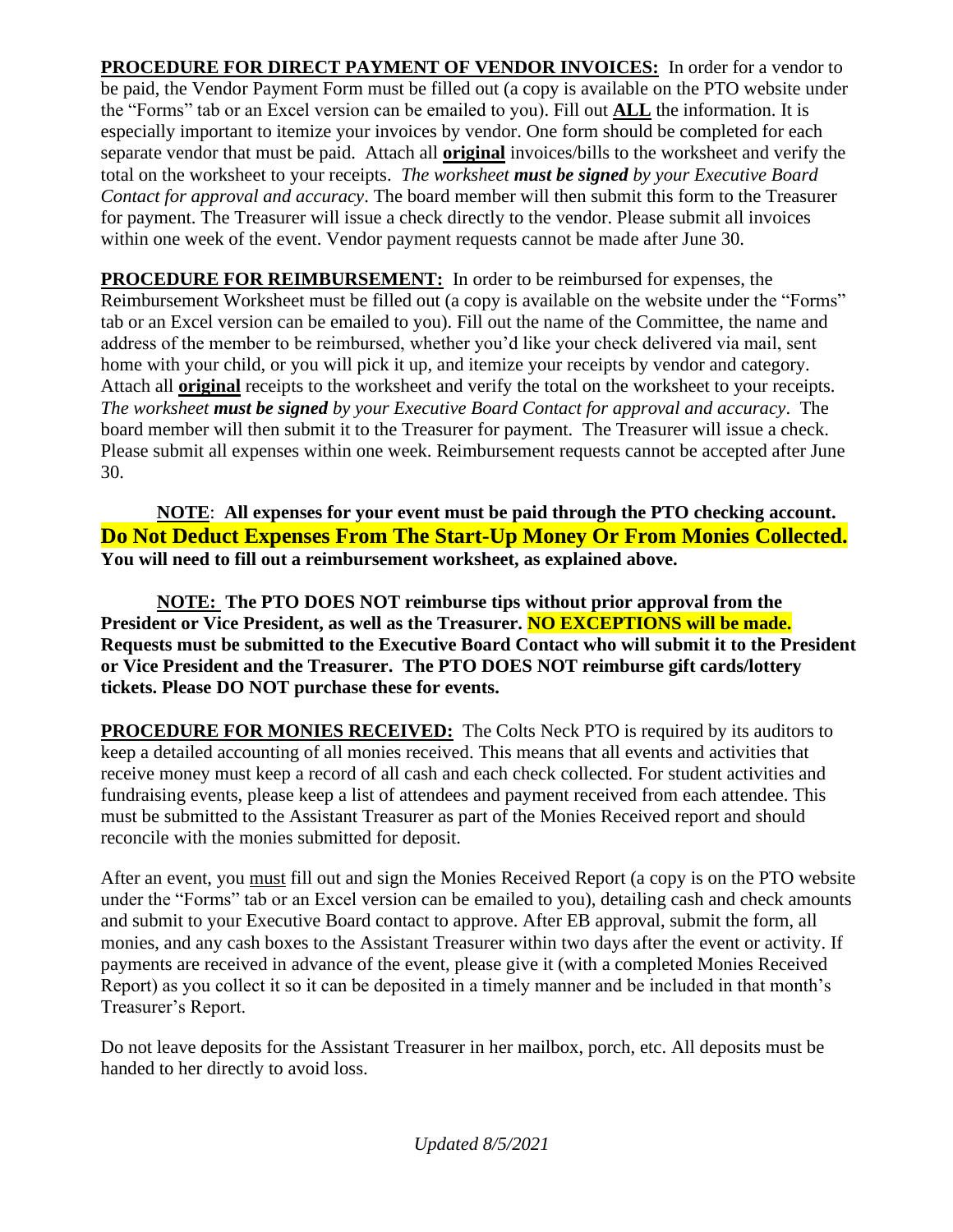**PROCEDURE FOR DIRECT PAYMENT OF VENDOR INVOICES:** In order for a vendor to be paid, the Vendor Payment Form must be filled out (a copy is available on the PTO website under the "Forms" tab or an Excel version can be emailed to you). Fill out **ALL** the information. It is especially important to itemize your invoices by vendor. One form should be completed for each separate vendor that must be paid. Attach all **original** invoices/bills to the worksheet and verify the total on the worksheet to your receipts. *The worksheet **must be signed** by your Executive Board Contact for approval and accuracy*. The board member will then submit this form to the Treasurer for payment. The Treasurer will issue a check directly to the vendor. Please submit all invoices within one week of the event. Vendor payment requests cannot be made after June 30.

**PROCEDURE FOR REIMBURSEMENT:** In order to be reimbursed for expenses, the Reimbursement Worksheet must be filled out (a copy is available on the website under the "Forms" tab or an Excel version can be emailed to you). Fill out the name of the Committee, the name and address of the member to be reimbursed, whether you'd like your check delivered via mail, sent home with your child, or you will pick it up, and itemize your receipts by vendor and category. Attach all **original** receipts to the worksheet and verify the total on the worksheet to your receipts. *The worksheet **must be signed** by your Executive Board Contact for approval and accuracy*. The board member will then submit it to the Treasurer for payment. The Treasurer will issue a check. Please submit all expenses within one week. Reimbursement requests cannot be accepted after June 30.

**NOTE**: **All expenses for your event must be paid through the PTO checking account. Do Not Deduct Expenses From The Start-Up Money Or From Monies Collected. You will need to fill out a reimbursement worksheet, as explained above.**

**NOTE: The PTO DOES NOT reimburse tips without prior approval from the President or Vice President, as well as the Treasurer. NO EXCEPTIONS will be made. Requests must be submitted to the Executive Board Contact who will submit it to the President or Vice President and the Treasurer. The PTO DOES NOT reimburse gift cards/lottery tickets. Please DO NOT purchase these for events.**

**PROCEDURE FOR MONIES RECEIVED:** The Colts Neck PTO is required by its auditors to keep a detailed accounting of all monies received. This means that all events and activities that receive money must keep a record of all cash and each check collected. For student activities and fundraising events, please keep a list of attendees and payment received from each attendee. This must be submitted to the Assistant Treasurer as part of the Monies Received report and should reconcile with the monies submitted for deposit.

After an event, you must fill out and sign the Monies Received Report (a copy is on the PTO website under the "Forms" tab or an Excel version can be emailed to you), detailing cash and check amounts and submit to your Executive Board contact to approve. After EB approval, submit the form, all monies, and any cash boxes to the Assistant Treasurer within two days after the event or activity. If payments are received in advance of the event, please give it (with a completed Monies Received Report) as you collect it so it can be deposited in a timely manner and be included in that month's Treasurer's Report.

Do not leave deposits for the Assistant Treasurer in her mailbox, porch, etc. All deposits must be handed to her directly to avoid loss.

*Updated 8/5/2021*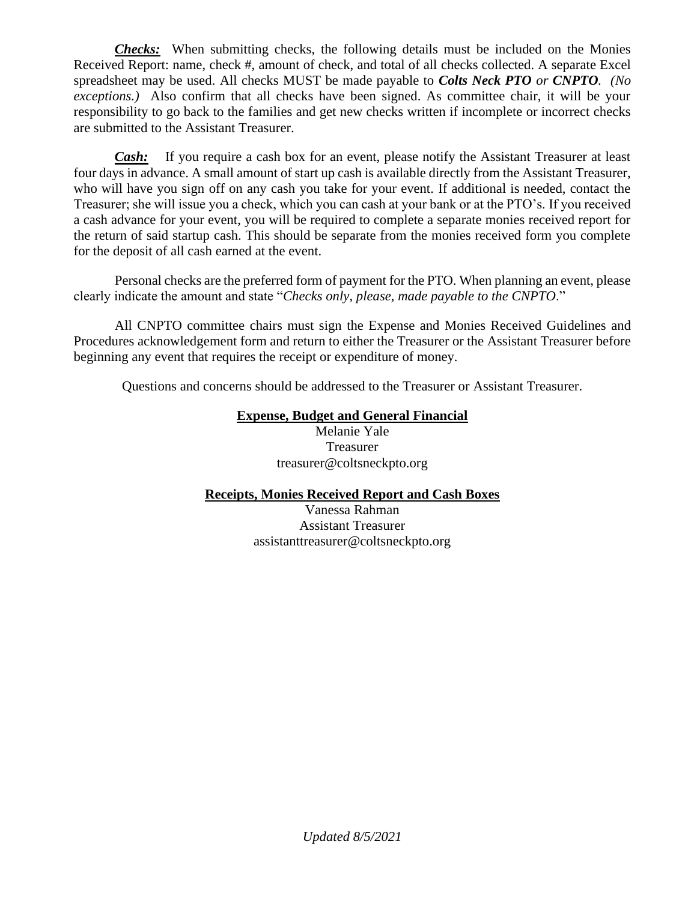***Checks:*** When submitting checks, the following details must be included on the Monies Received Report: name, check #, amount of check, and total of all checks collected. A separate Excel spreadsheet may be used. All checks MUST be made payable to ***Colts Neck PTO*** *or* ***CNPTO****. (No exceptions.)* Also confirm that all checks have been signed. As committee chair, it will be your responsibility to go back to the families and get new checks written if incomplete or incorrect checks are submitted to the Assistant Treasurer.

***Cash:*** If you require a cash box for an event, please notify the Assistant Treasurer at least four days in advance. A small amount of start up cash is available directly from the Assistant Treasurer, who will have you sign off on any cash you take for your event. If additional is needed, contact the Treasurer; she will issue you a check, which you can cash at your bank or at the PTO's. If you received a cash advance for your event, you will be required to complete a separate monies received report for the return of said startup cash. This should be separate from the monies received form you complete for the deposit of all cash earned at the event.

Personal checks are the preferred form of payment for the PTO. When planning an event, please clearly indicate the amount and state "*Checks only, please, made payable to the CNPTO*."

All CNPTO committee chairs must sign the Expense and Monies Received Guidelines and Procedures acknowledgement form and return to either the Treasurer or the Assistant Treasurer before beginning any event that requires the receipt or expenditure of money.

Questions and concerns should be addressed to the Treasurer or Assistant Treasurer.

**Expense, Budget and General Financial**

Melanie Yale
Treasurer
treasurer@coltsneckpto.org

**Receipts, Monies Received Report and Cash Boxes**

Vanessa Rahman
Assistant Treasurer
assistanttreasurer@coltsneckpto.org

*Updated 8/5/2021*